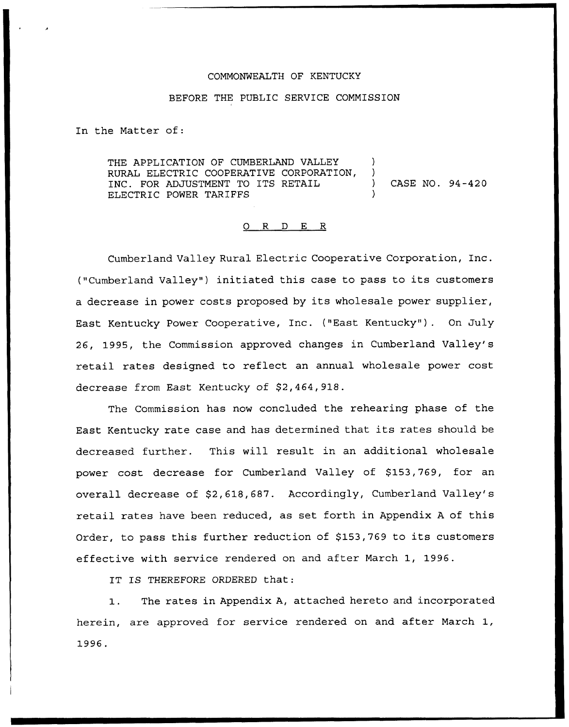COMMONWEALTH OF KENTUCKY

BEFORE THE PUBLIC SERVICE COMMISSION

In the Matter of:

THE APPLICATION OF CUMBERLAND VALLEY RURAL ELECTRIC COOPERATIVE CORPORATION, INC. FOR ADJUSTMENT TO ITS RETAIL ELECTRIC POWER TARIFFS ) CASE NO. 94-420

O R D E R

Cumberland Valley Rural Electric Cooperative Corporation, Inc. ("Cumberland Valley") initiated this case to pass to its customers a decrease in power costs proposed by its wholesale power supplier, East Kentucky Power Cooperative, Inc. ("East Kentucky"). On July 26, 1995, the Commission approved changes in Cumberland Valley's retail rates designed to reflect an annual wholesale power cost decrease from East Kentucky of $2,464,918.

The Commission has now concluded the rehearing phase of the East Kentucky rate case and has determined that its rates should be decreased further. This will result in an additional wholesale power cost decrease for Cumberland Valley of $153,769, for an overall decrease of $2,618,687. Accordingly, Cumberland Valley's retail rates have been reduced, as set forth in Appendix A of this Order, to pass this further reduction of $153,769 to its customers effective with service rendered on and after March 1, 1996.

IT IS THEREFORE ORDERED that:

1. The rates in Appendix A, attached hereto and incorporated herein, are approved for service rendered on and after March 1, 1996.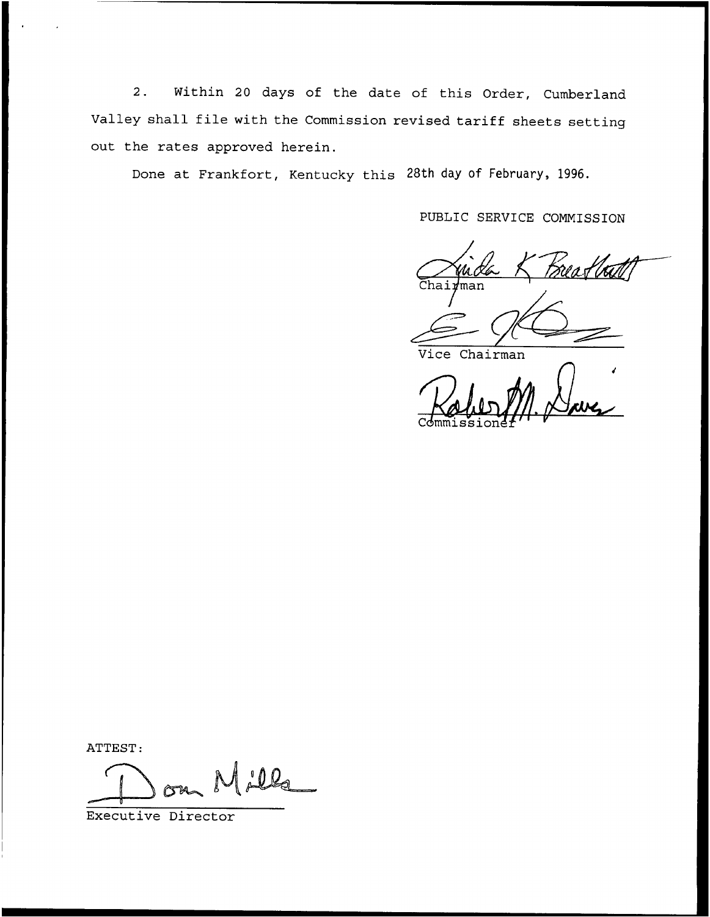2. Within 20 days of the date of this Order, Cumberland Valley shall file with the Commission revised tariff sheets setting out the rates approved herein.

Done at Frankfort, Kentucky this 28th day of February, 1996.

PUBLIC SERVICE COMMISSION

Chairman

Vice Chairman

Commissioner

ATTEST:

Executive Director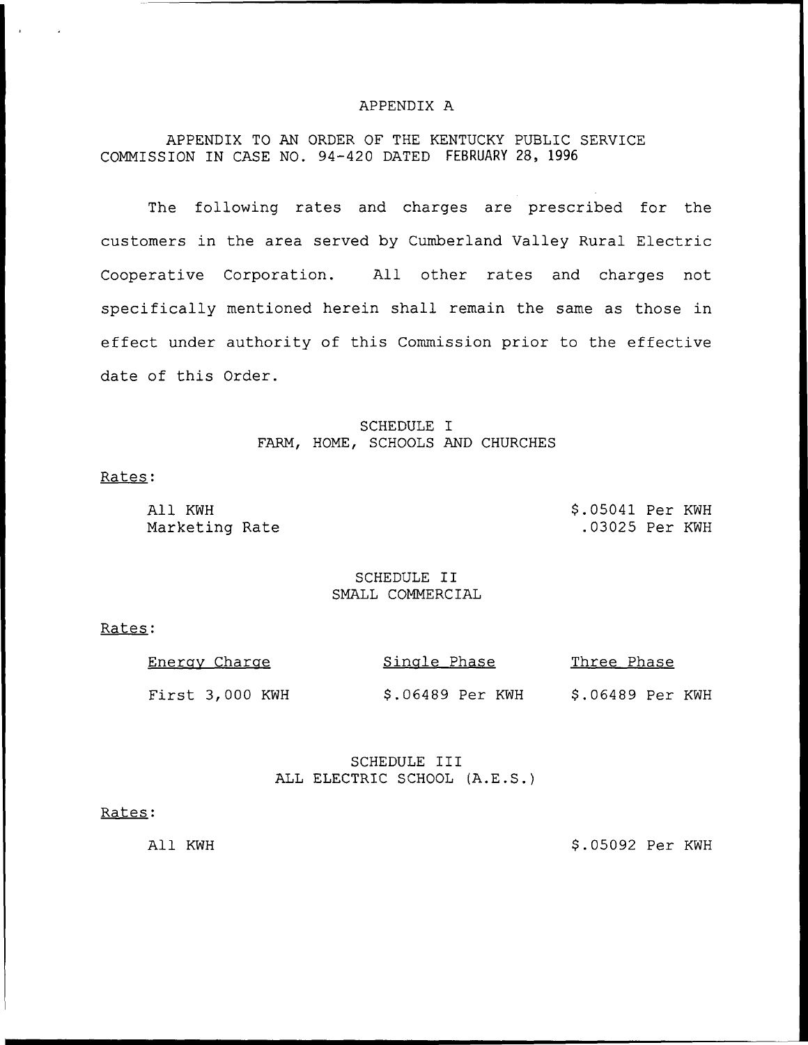APPENDIX A

APPENDIX TO AN ORDER OF THE KENTUCKY PUBLIC SERVICE COMMISSION IN CASE NO. 94-420 DATED FEBRUARY 28, 1996

The following rates and charges are prescribed for the customers in the area served by Cumberland Valley Rural Electric Cooperative Corporation. All other rates and charges not specifically mentioned herein shall remain the same as those in effect under authority of this Commission prior to the effective date of this Order.

SCHEDULE I
FARM, HOME, SCHOOLS AND CHURCHES

Rates:

| | |
|---|---|
| All KWH | \$.05041 Per KWH |
| Marketing Rate | .03025 Per KWH |

SCHEDULE II
SMALL COMMERCIAL

Rates:

| Energy Charge | Single Phase | Three Phase |
|---|---|---|
| First 3,000 KWH | \$.06489 Per KWH | \$.06489 Per KWH |

SCHEDULE III
ALL ELECTRIC SCHOOL (A.E.S.)

Rates:

| | |
|---|---|
| All KWH | \$.05092 Per KWH |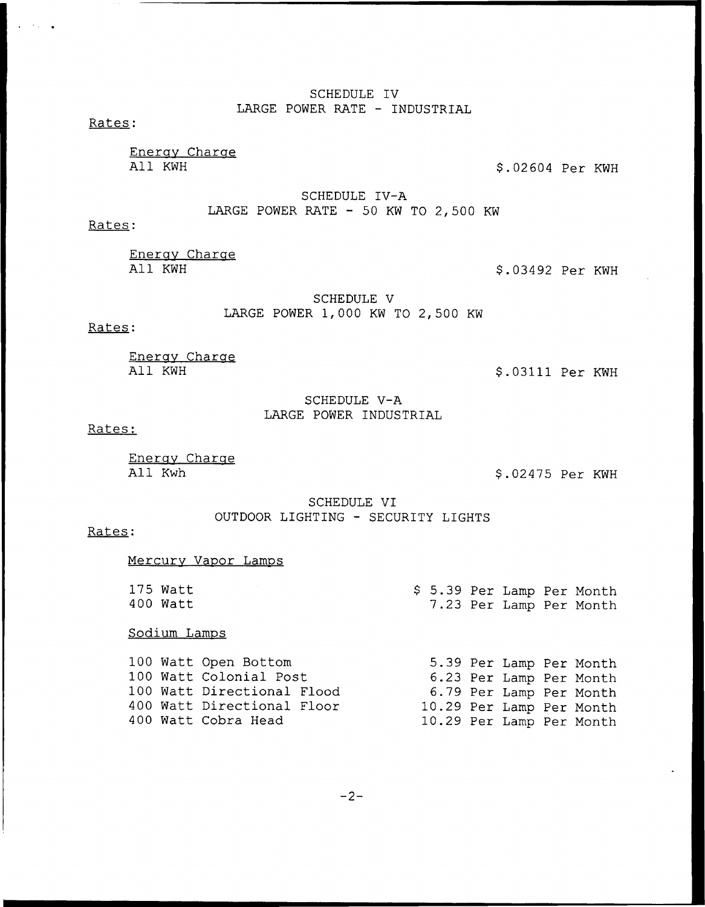## SCHEDULE IV
### LARGE POWER RATE - INDUSTRIAL

Rates:

Energy Charge

| | |
|---|---|
| All KWH | $.02604 Per KWH |

## SCHEDULE IV-A
### LARGE POWER RATE - 50 KW TO 2,500 KW

Rates:

Energy Charge

| | |
|---|---|
| All KWH | $.03492 Per KWH |

## SCHEDULE V
### LARGE POWER 1,000 KW TO 2,500 KW

Rates:

Energy Charge

| | |
|---|---|
| All KWH | $.03111 Per KWH |

## SCHEDULE V-A
### LARGE POWER INDUSTRIAL

Rates:

Energy Charge

| | |
|---|---|
| All Kwh | $.02475 Per KWH |

## SCHEDULE VI
### OUTDOOR LIGHTING - SECURITY LIGHTS

Rates:

Mercury Vapor Lamps

| | |
|---|---|
| 175 Watt | $ 5.39 Per Lamp Per Month |
| 400 Watt | 7.23 Per Lamp Per Month |

Sodium Lamps

| | |
|---|---|
| 100 Watt Open Bottom | 5.39 Per Lamp Per Month |
| 100 Watt Colonial Post | 6.23 Per Lamp Per Month |
| 100 Watt Directional Flood | 6.79 Per Lamp Per Month |
| 400 Watt Directional Floor | 10.29 Per Lamp Per Month |
| 400 Watt Cobra Head | 10.29 Per Lamp Per Month |